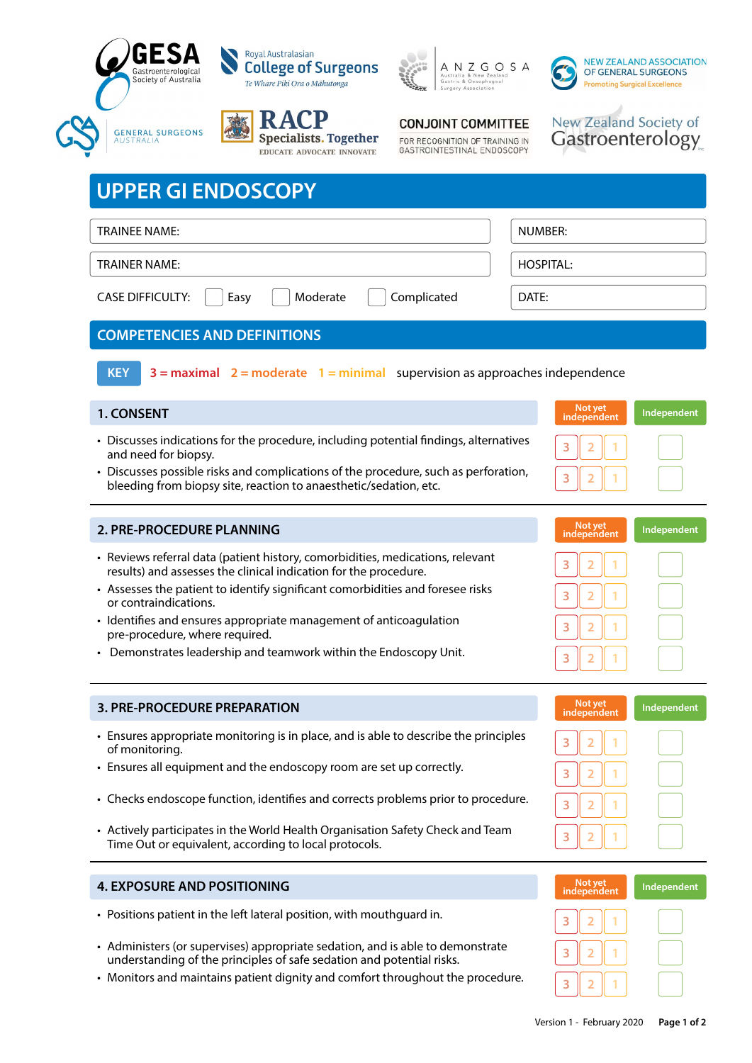GESA Gastroenterological Society of Australia | Royal Australasian College of Surgeons *Te Whare Piki Ora o Māhutonga* | ANZGOSA Australia & New Zealand Gastric & Oesophageal Surgery Association | NEW ZEALAND ASSOCIATION OF GENERAL SURGEONS Promoting Surgical Excellence

GENERAL SURGEONS AUSTRALIA | RACP Specialists. Together EDUCATE ADVOCATE INNOVATE | CONJOINT COMMITTEE FOR RECOGNITION OF TRAINING IN GASTROINTESTINAL ENDOSCOPY | New Zealand Society of Gastroenterology

# UPPER GI ENDOSCOPY

| TRAINEE NAME: | NUMBER: |
|---|---|
| TRAINER NAME: | HOSPITAL: |
| CASE DIFFICULTY: ☐ Easy ☐ Moderate ☐ Complicated | DATE: |

## COMPETENCIES AND DEFINITIONS

**KEY** 3 = maximal 2 = moderate 1 = minimal supervision as approaches independence

### 1. CONSENT

| Competency | Not yet independent | Independent |
|---|---|---|
| Discusses indications for the procedure, including potential findings, alternatives and need for biopsy. | 3 2 1 | ☐ |
| Discusses possible risks and complications of the procedure, such as perforation, bleeding from biopsy site, reaction to anaesthetic/sedation, etc. | 3 2 1 | ☐ |

### 2. PRE-PROCEDURE PLANNING

| Competency | Not yet independent | Independent |
|---|---|---|
| Reviews referral data (patient history, comorbidities, medications, relevant results) and assesses the clinical indication for the procedure. | 3 2 1 | ☐ |
| Assesses the patient to identify significant comorbidities and foresee risks or contraindications. | 3 2 1 | ☐ |
| Identifies and ensures appropriate management of anticoagulation pre-procedure, where required. | 3 2 1 | ☐ |
| Demonstrates leadership and teamwork within the Endoscopy Unit. | 3 2 1 | ☐ |

### 3. PRE-PROCEDURE PREPARATION

| Competency | Not yet independent | Independent |
|---|---|---|
| Ensures appropriate monitoring is in place, and is able to describe the principles of monitoring. | 3 2 1 | ☐ |
| Ensures all equipment and the endoscopy room are set up correctly. | 3 2 1 | ☐ |
| Checks endoscope function, identifies and corrects problems prior to procedure. | 3 2 1 | ☐ |
| Actively participates in the World Health Organisation Safety Check and Team Time Out or equivalent, according to local protocols. | 3 2 1 | ☐ |

### 4. EXPOSURE AND POSITIONING

| Competency | Not yet independent | Independent |
|---|---|---|
| Positions patient in the left lateral position, with mouthguard in. | 3 2 1 | ☐ |
| Administers (or supervises) appropriate sedation, and is able to demonstrate understanding of the principles of safe sedation and potential risks. | 3 2 1 | ☐ |
| Monitors and maintains patient dignity and comfort throughout the procedure. | 3 2 1 | ☐ |

Version 1 - February 2020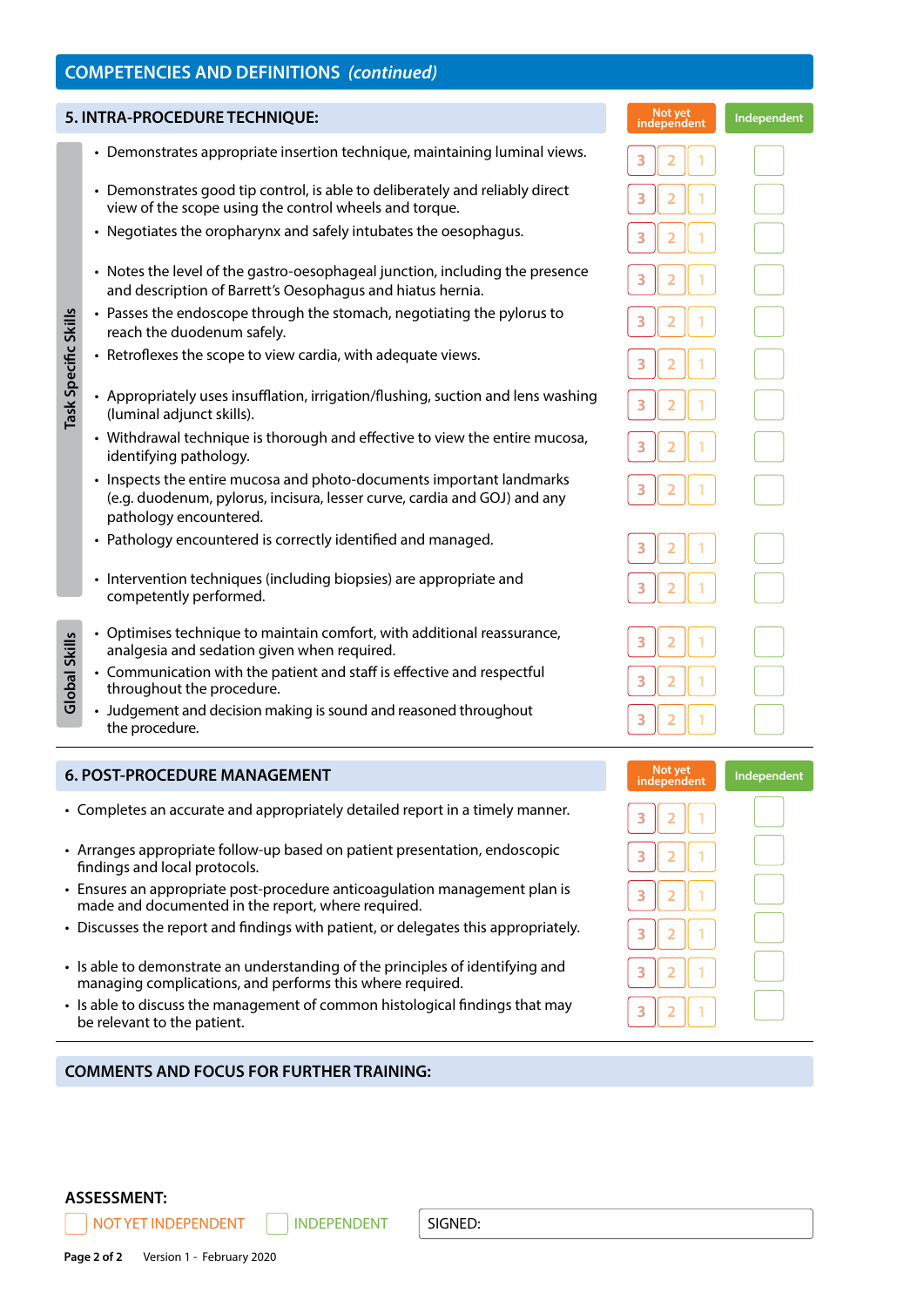## COMPETENCIES AND DEFINITIONS *(continued)*

### 5. INTRA-PROCEDURE TECHNIQUE:

| | | Not yet independent | | | Independent |
|---|---|---|---|---|---|
| Task Specific Skills | Demonstrates appropriate insertion technique, maintaining luminal views. | 3 | 2 | 1 | |
| | Demonstrates good tip control, is able to deliberately and reliably direct view of the scope using the control wheels and torque. | 3 | 2 | 1 | |
| | Negotiates the oropharynx and safely intubates the oesophagus. | 3 | 2 | 1 | |
| | Notes the level of the gastro-oesophageal junction, including the presence and description of Barrett's Oesophagus and hiatus hernia. | 3 | 2 | 1 | |
| | Passes the endoscope through the stomach, negotiating the pylorus to reach the duodenum safely. | 3 | 2 | 1 | |
| | Retroflexes the scope to view cardia, with adequate views. | 3 | 2 | 1 | |
| | Appropriately uses insufflation, irrigation/flushing, suction and lens washing (luminal adjunct skills). | 3 | 2 | 1 | |
| | Withdrawal technique is thorough and effective to view the entire mucosa, identifying pathology. | 3 | 2 | 1 | |
| | Inspects the entire mucosa and photo-documents important landmarks (e.g. duodenum, pylorus, incisura, lesser curve, cardia and GOJ) and any pathology encountered. | 3 | 2 | 1 | |
| | Pathology encountered is correctly identified and managed. | 3 | 2 | 1 | |
| | Intervention techniques (including biopsies) are appropriate and competently performed. | 3 | 2 | 1 | |
| Global Skills | Optimises technique to maintain comfort, with additional reassurance, analgesia and sedation given when required. | 3 | 2 | 1 | |
| | Communication with the patient and staff is effective and respectful throughout the procedure. | 3 | 2 | 1 | |
| | Judgement and decision making is sound and reasoned throughout the procedure. | 3 | 2 | 1 | |

### 6. POST-PROCEDURE MANAGEMENT

| | Not yet independent | | | Independent |
|---|---|---|---|---|
| Completes an accurate and appropriately detailed report in a timely manner. | 3 | 2 | 1 | |
| Arranges appropriate follow-up based on patient presentation, endoscopic findings and local protocols. | 3 | 2 | 1 | |
| Ensures an appropriate post-procedure anticoagulation management plan is made and documented in the report, where required. | 3 | 2 | 1 | |
| Discusses the report and findings with patient, or delegates this appropriately. | 3 | 2 | 1 | |
| Is able to demonstrate an understanding of the principles of identifying and managing complications, and performs this where required. | 3 | 2 | 1 | |
| Is able to discuss the management of common histological findings that may be relevant to the patient. | 3 | 2 | 1 | |

### COMMENTS AND FOCUS FOR FURTHER TRAINING:

### ASSESSMENT:

☐ NOT YET INDEPENDENT ☐ INDEPENDENT SIGNED:

Version 1 - February 2020